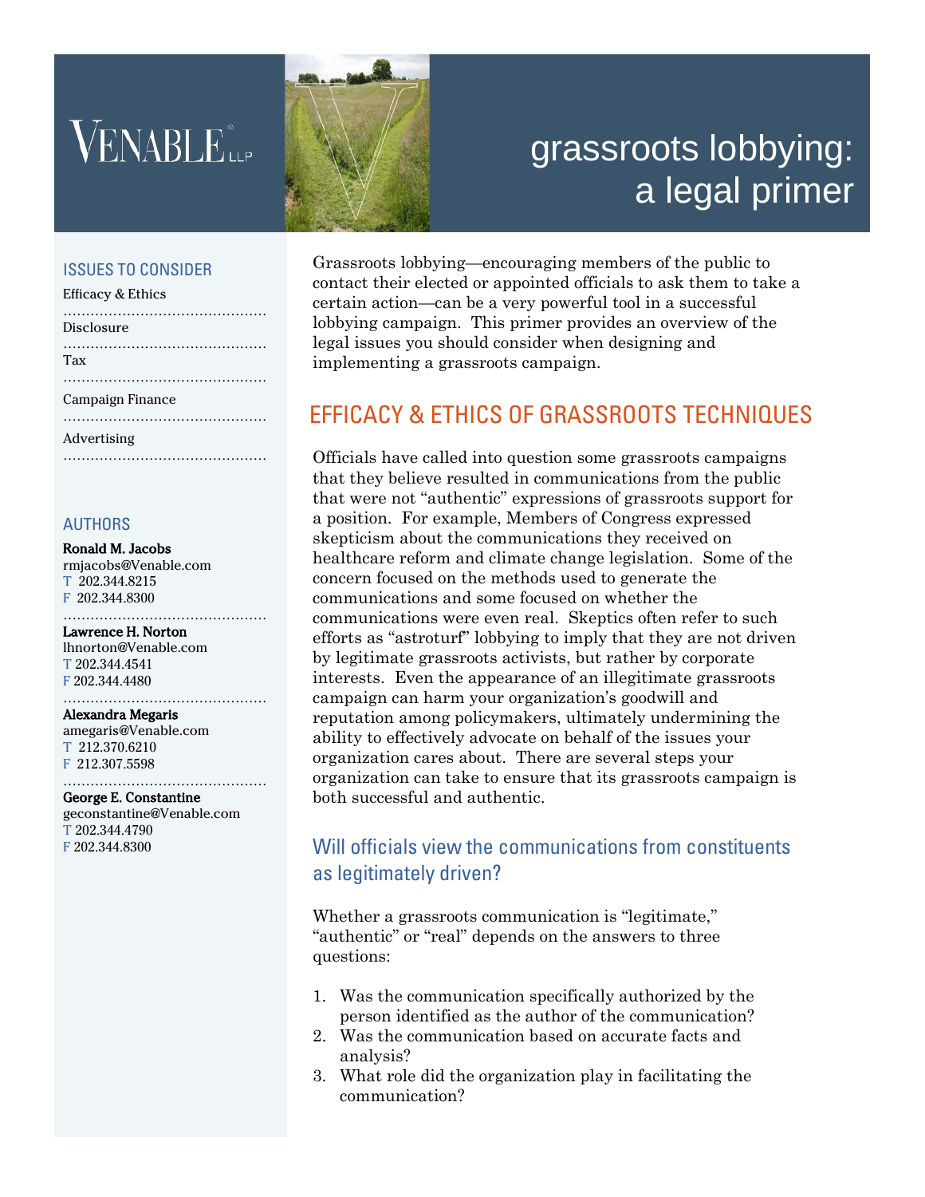VENABLE LLP

# grassroots lobbying: a legal primer

### ISSUES TO CONSIDER

- Efficacy & Ethics
- Disclosure
- Tax
- Campaign Finance
- Advertising

### AUTHORS

**Ronald M. Jacobs**
rmjacobs@Venable.com
T 202.344.8215
F 202.344.8300

**Lawrence H. Norton**
lhnorton@Venable.com
T 202.344.4541
F 202.344.4480

**Alexandra Megaris**
amegaris@Venable.com
T 212.370.6210
F 212.307.5598

**George E. Constantine**
geconstantine@Venable.com
T 202.344.4790
F 202.344.8300

Grassroots lobbying—encouraging members of the public to contact their elected or appointed officials to ask them to take a certain action—can be a very powerful tool in a successful lobbying campaign. This primer provides an overview of the legal issues you should consider when designing and implementing a grassroots campaign.

## EFFICACY & ETHICS OF GRASSROOTS TECHNIQUES

Officials have called into question some grassroots campaigns that they believe resulted in communications from the public that were not "authentic" expressions of grassroots support for a position. For example, Members of Congress expressed skepticism about the communications they received on healthcare reform and climate change legislation. Some of the concern focused on the methods used to generate the communications and some focused on whether the communications were even real. Skeptics often refer to such efforts as "astroturf" lobbying to imply that they are not driven by legitimate grassroots activists, but rather by corporate interests. Even the appearance of an illegitimate grassroots campaign can harm your organization's goodwill and reputation among policymakers, ultimately undermining the ability to effectively advocate on behalf of the issues your organization cares about. There are several steps your organization can take to ensure that its grassroots campaign is both successful and authentic.

### Will officials view the communications from constituents as legitimately driven?

Whether a grassroots communication is "legitimate," "authentic" or "real" depends on the answers to three questions:

1. Was the communication specifically authorized by the person identified as the author of the communication?
2. Was the communication based on accurate facts and analysis?
3. What role did the organization play in facilitating the communication?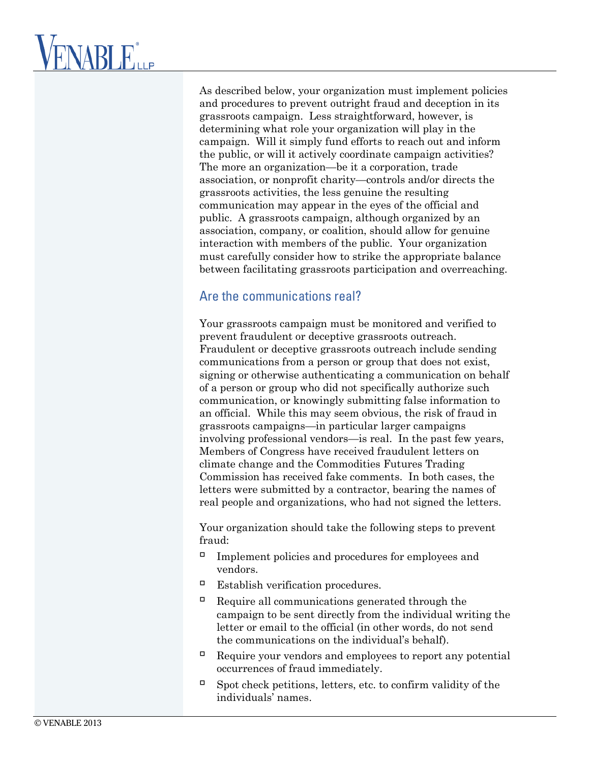As described below, your organization must implement policies and procedures to prevent outright fraud and deception in its grassroots campaign. Less straightforward, however, is determining what role your organization will play in the campaign. Will it simply fund efforts to reach out and inform the public, or will it actively coordinate campaign activities? The more an organization—be it a corporation, trade association, or nonprofit charity—controls and/or directs the grassroots activities, the less genuine the resulting communication may appear in the eyes of the official and public. A grassroots campaign, although organized by an association, company, or coalition, should allow for genuine interaction with members of the public. Your organization must carefully consider how to strike the appropriate balance between facilitating grassroots participation and overreaching.

## Are the communications real?

Your grassroots campaign must be monitored and verified to prevent fraudulent or deceptive grassroots outreach. Fraudulent or deceptive grassroots outreach include sending communications from a person or group that does not exist, signing or otherwise authenticating a communication on behalf of a person or group who did not specifically authorize such communication, or knowingly submitting false information to an official. While this may seem obvious, the risk of fraud in grassroots campaigns—in particular larger campaigns involving professional vendors—is real. In the past few years, Members of Congress have received fraudulent letters on climate change and the Commodities Futures Trading Commission has received fake comments. In both cases, the letters were submitted by a contractor, bearing the names of real people and organizations, who had not signed the letters.

Your organization should take the following steps to prevent fraud:

- Implement policies and procedures for employees and vendors.
- Establish verification procedures.
- Require all communications generated through the campaign to be sent directly from the individual writing the letter or email to the official (in other words, do not send the communications on the individual's behalf).
- Require your vendors and employees to report any potential occurrences of fraud immediately.
- Spot check petitions, letters, etc. to confirm validity of the individuals' names.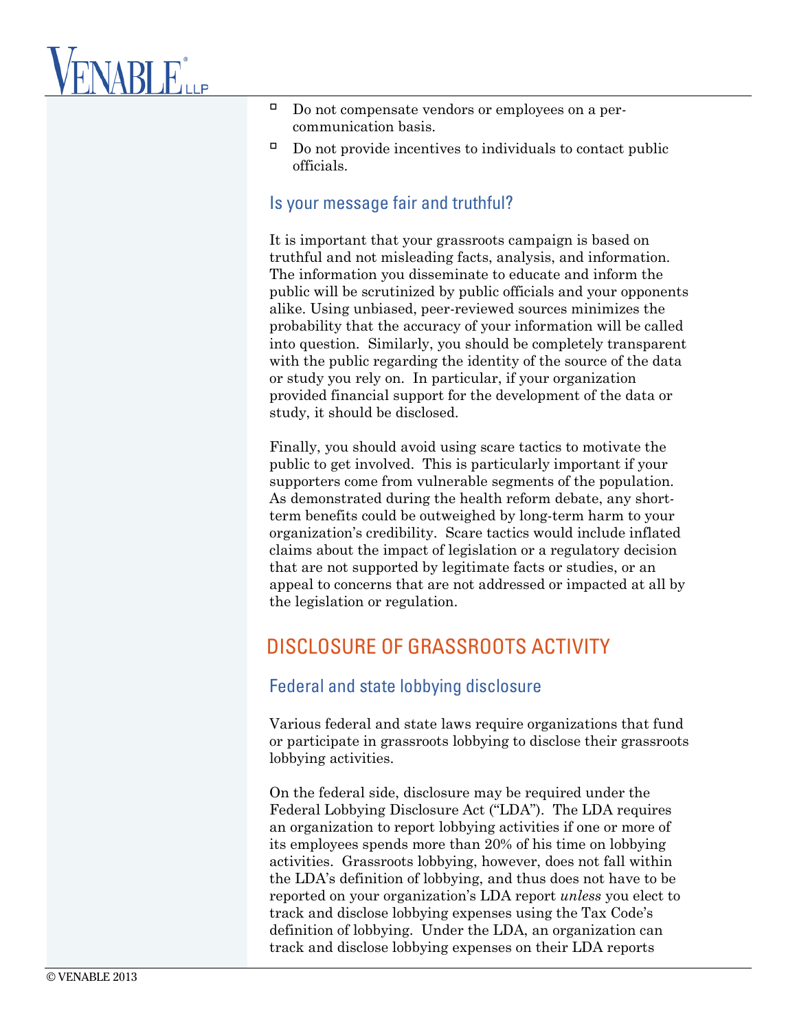- Do not compensate vendors or employees on a per-communication basis.
- Do not provide incentives to individuals to contact public officials.

### Is your message fair and truthful?

It is important that your grassroots campaign is based on truthful and not misleading facts, analysis, and information. The information you disseminate to educate and inform the public will be scrutinized by public officials and your opponents alike. Using unbiased, peer-reviewed sources minimizes the probability that the accuracy of your information will be called into question. Similarly, you should be completely transparent with the public regarding the identity of the source of the data or study you rely on. In particular, if your organization provided financial support for the development of the data or study, it should be disclosed.

Finally, you should avoid using scare tactics to motivate the public to get involved. This is particularly important if your supporters come from vulnerable segments of the population. As demonstrated during the health reform debate, any short-term benefits could be outweighed by long-term harm to your organization's credibility. Scare tactics would include inflated claims about the impact of legislation or a regulatory decision that are not supported by legitimate facts or studies, or an appeal to concerns that are not addressed or impacted at all by the legislation or regulation.

## DISCLOSURE OF GRASSROOTS ACTIVITY

### Federal and state lobbying disclosure

Various federal and state laws require organizations that fund or participate in grassroots lobbying to disclose their grassroots lobbying activities.

On the federal side, disclosure may be required under the Federal Lobbying Disclosure Act ("LDA"). The LDA requires an organization to report lobbying activities if one or more of its employees spends more than 20% of his time on lobbying activities. Grassroots lobbying, however, does not fall within the LDA's definition of lobbying, and thus does not have to be reported on your organization's LDA report *unless* you elect to track and disclose lobbying expenses using the Tax Code's definition of lobbying. Under the LDA, an organization can track and disclose lobbying expenses on their LDA reports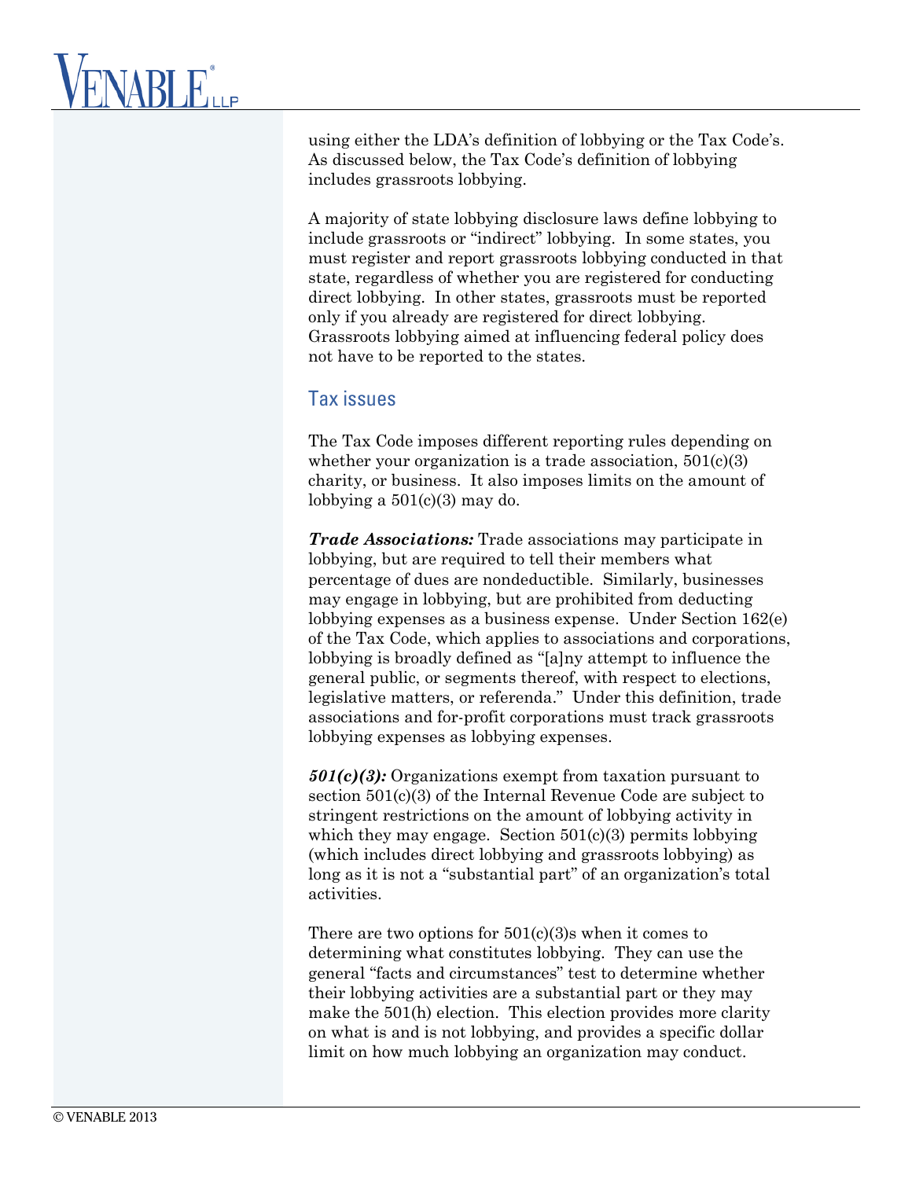using either the LDA's definition of lobbying or the Tax Code's. As discussed below, the Tax Code's definition of lobbying includes grassroots lobbying.

A majority of state lobbying disclosure laws define lobbying to include grassroots or "indirect" lobbying. In some states, you must register and report grassroots lobbying conducted in that state, regardless of whether you are registered for conducting direct lobbying. In other states, grassroots must be reported only if you already are registered for direct lobbying. Grassroots lobbying aimed at influencing federal policy does not have to be reported to the states.

## Tax issues

The Tax Code imposes different reporting rules depending on whether your organization is a trade association, 501(c)(3) charity, or business. It also imposes limits on the amount of lobbying a 501(c)(3) may do.

***Trade Associations:*** Trade associations may participate in lobbying, but are required to tell their members what percentage of dues are nondeductible. Similarly, businesses may engage in lobbying, but are prohibited from deducting lobbying expenses as a business expense. Under Section 162(e) of the Tax Code, which applies to associations and corporations, lobbying is broadly defined as "[a]ny attempt to influence the general public, or segments thereof, with respect to elections, legislative matters, or referenda." Under this definition, trade associations and for-profit corporations must track grassroots lobbying expenses as lobbying expenses.

***501(c)(3):*** Organizations exempt from taxation pursuant to section 501(c)(3) of the Internal Revenue Code are subject to stringent restrictions on the amount of lobbying activity in which they may engage. Section 501(c)(3) permits lobbying (which includes direct lobbying and grassroots lobbying) as long as it is not a "substantial part" of an organization's total activities.

There are two options for 501(c)(3)s when it comes to determining what constitutes lobbying. They can use the general "facts and circumstances" test to determine whether their lobbying activities are a substantial part or they may make the 501(h) election. This election provides more clarity on what is and is not lobbying, and provides a specific dollar limit on how much lobbying an organization may conduct.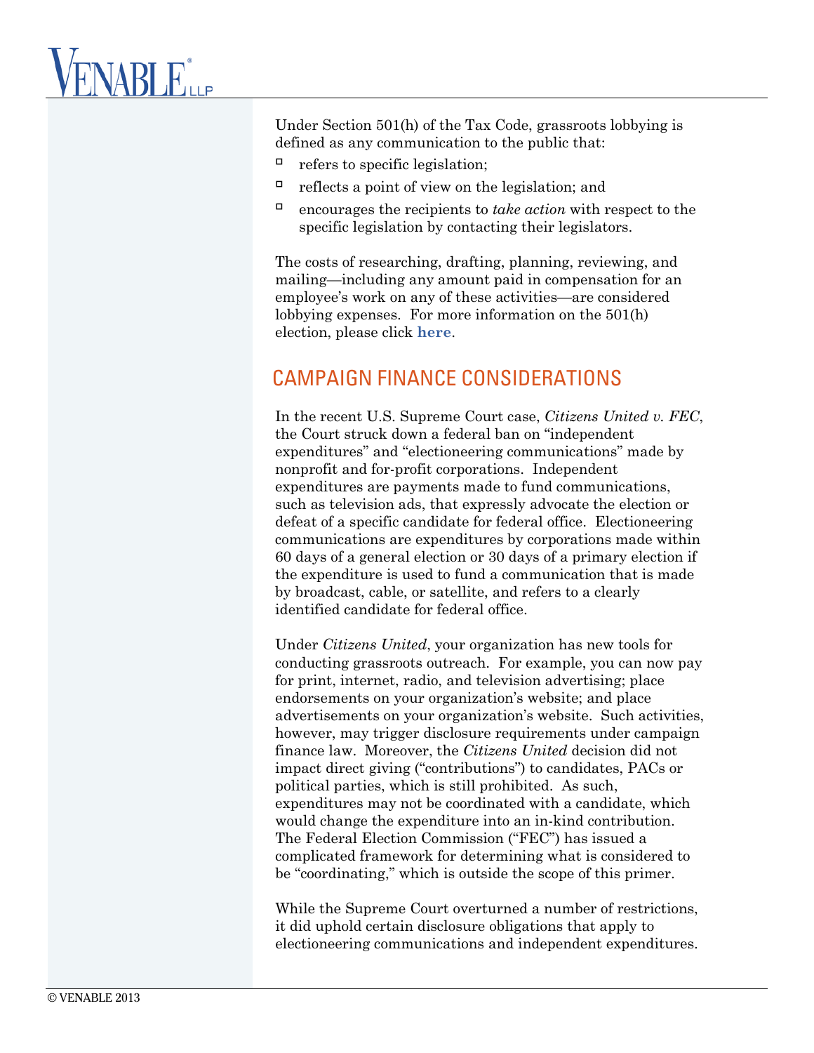Under Section 501(h) of the Tax Code, grassroots lobbying is defined as any communication to the public that:

- refers to specific legislation;
- reflects a point of view on the legislation; and
- encourages the recipients to *take action* with respect to the specific legislation by contacting their legislators.

The costs of researching, drafting, planning, reviewing, and mailing—including any amount paid in compensation for an employee's work on any of these activities—are considered lobbying expenses. For more information on the 501(h) election, please click **here**.

## CAMPAIGN FINANCE CONSIDERATIONS

In the recent U.S. Supreme Court case, *Citizens United v. FEC*, the Court struck down a federal ban on "independent expenditures" and "electioneering communications" made by nonprofit and for-profit corporations. Independent expenditures are payments made to fund communications, such as television ads, that expressly advocate the election or defeat of a specific candidate for federal office. Electioneering communications are expenditures by corporations made within 60 days of a general election or 30 days of a primary election if the expenditure is used to fund a communication that is made by broadcast, cable, or satellite, and refers to a clearly identified candidate for federal office.

Under *Citizens United*, your organization has new tools for conducting grassroots outreach. For example, you can now pay for print, internet, radio, and television advertising; place endorsements on your organization's website; and place advertisements on your organization's website. Such activities, however, may trigger disclosure requirements under campaign finance law. Moreover, the *Citizens United* decision did not impact direct giving ("contributions") to candidates, PACs or political parties, which is still prohibited. As such, expenditures may not be coordinated with a candidate, which would change the expenditure into an in-kind contribution. The Federal Election Commission ("FEC") has issued a complicated framework for determining what is considered to be "coordinating," which is outside the scope of this primer.

While the Supreme Court overturned a number of restrictions, it did uphold certain disclosure obligations that apply to electioneering communications and independent expenditures.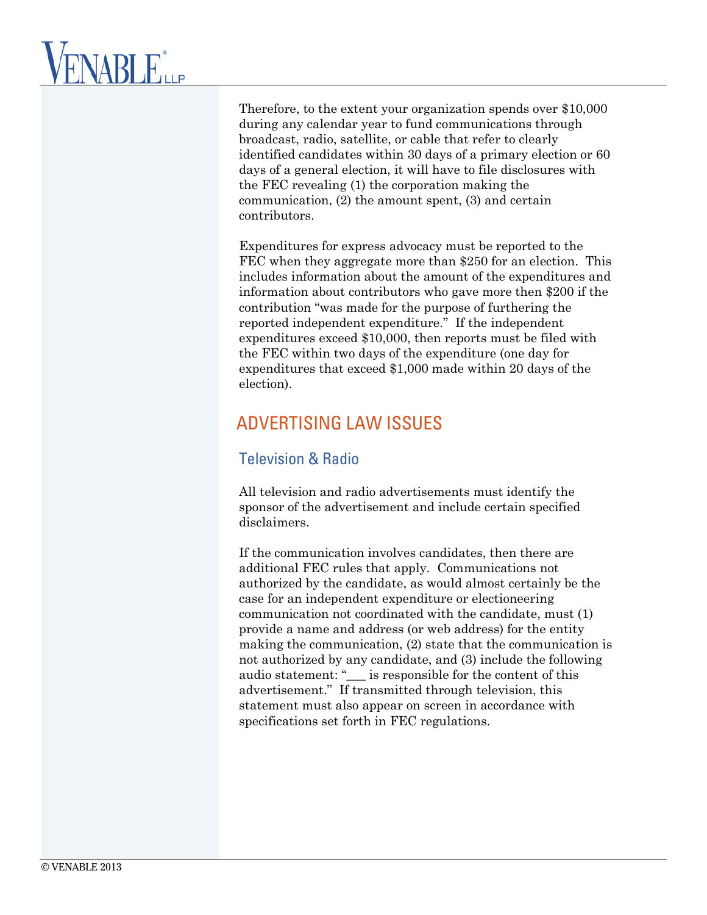Therefore, to the extent your organization spends over $10,000 during any calendar year to fund communications through broadcast, radio, satellite, or cable that refer to clearly identified candidates within 30 days of a primary election or 60 days of a general election, it will have to file disclosures with the FEC revealing (1) the corporation making the communication, (2) the amount spent, (3) and certain contributors.

Expenditures for express advocacy must be reported to the FEC when they aggregate more than $250 for an election. This includes information about the amount of the expenditures and information about contributors who gave more then $200 if the contribution "was made for the purpose of furthering the reported independent expenditure." If the independent expenditures exceed $10,000, then reports must be filed with the FEC within two days of the expenditure (one day for expenditures that exceed $1,000 made within 20 days of the election).

## ADVERTISING LAW ISSUES

### Television & Radio

All television and radio advertisements must identify the sponsor of the advertisement and include certain specified disclaimers.

If the communication involves candidates, then there are additional FEC rules that apply. Communications not authorized by the candidate, as would almost certainly be the case for an independent expenditure or electioneering communication not coordinated with the candidate, must (1) provide a name and address (or web address) for the entity making the communication, (2) state that the communication is not authorized by any candidate, and (3) include the following audio statement: "___ is responsible for the content of this advertisement." If transmitted through television, this statement must also appear on screen in accordance with specifications set forth in FEC regulations.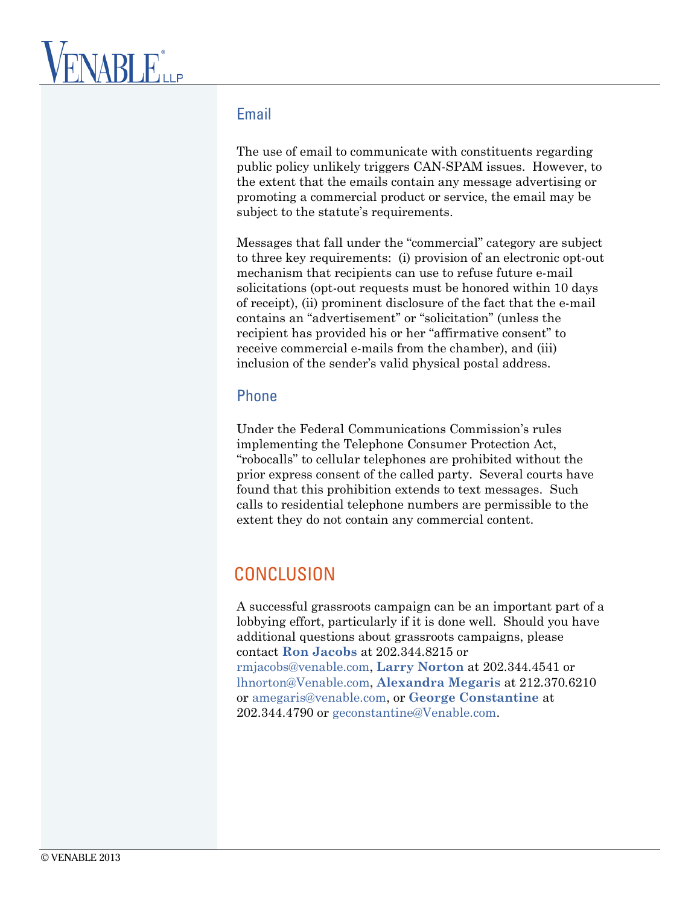## Email

The use of email to communicate with constituents regarding public policy unlikely triggers CAN-SPAM issues. However, to the extent that the emails contain any message advertising or promoting a commercial product or service, the email may be subject to the statute's requirements.

Messages that fall under the "commercial" category are subject to three key requirements: (i) provision of an electronic opt-out mechanism that recipients can use to refuse future e-mail solicitations (opt-out requests must be honored within 10 days of receipt), (ii) prominent disclosure of the fact that the e-mail contains an "advertisement" or "solicitation" (unless the recipient has provided his or her "affirmative consent" to receive commercial e-mails from the chamber), and (iii) inclusion of the sender's valid physical postal address.

## Phone

Under the Federal Communications Commission's rules implementing the Telephone Consumer Protection Act, "robocalls" to cellular telephones are prohibited without the prior express consent of the called party. Several courts have found that this prohibition extends to text messages. Such calls to residential telephone numbers are permissible to the extent they do not contain any commercial content.

# CONCLUSION

A successful grassroots campaign can be an important part of a lobbying effort, particularly if it is done well. Should you have additional questions about grassroots campaigns, please contact **Ron Jacobs** at 202.344.8215 or rmjacobs@venable.com, **Larry Norton** at 202.344.4541 or lhnorton@Venable.com, **Alexandra Megaris** at 212.370.6210 or amegaris@venable.com, or **George Constantine** at 202.344.4790 or geconstantine@Venable.com.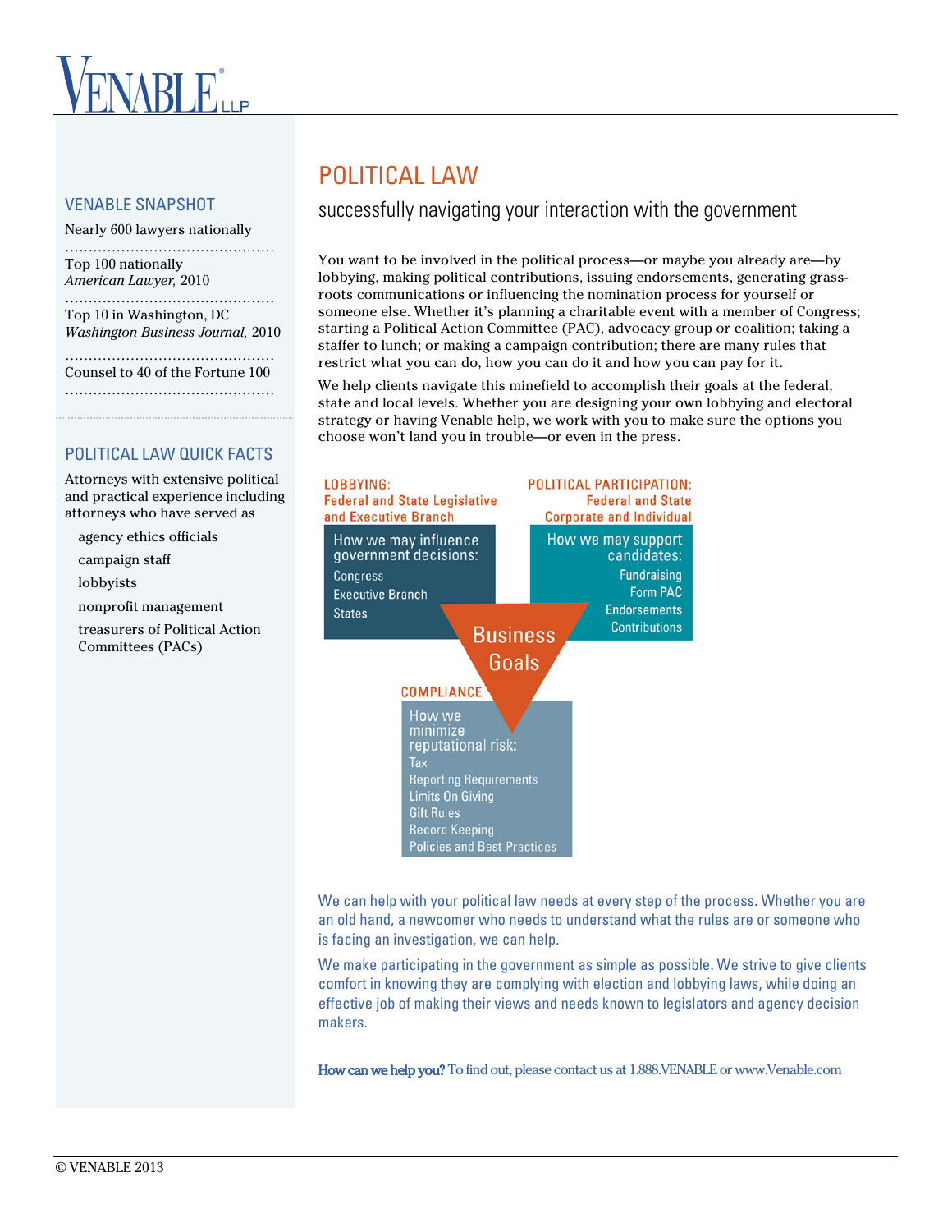VENABLE LLP

## VENABLE SNAPSHOT

Nearly 600 lawyers nationally

Top 100 nationally
*American Lawyer,* 2010

Top 10 in Washington, DC
*Washington Business Journal,* 2010

Counsel to 40 of the Fortune 100

## POLITICAL LAW QUICK FACTS

Attorneys with extensive political and practical experience including attorneys who have served as

- agency ethics officials
- campaign staff
- lobbyists
- nonprofit management
- treasurers of Political Action Committees (PACs)

# POLITICAL LAW

successfully navigating your interaction with the government

You want to be involved in the political process—or maybe you already are—by lobbying, making political contributions, issuing endorsements, generating grass-roots communications or influencing the nomination process for yourself or someone else. Whether it's planning a charitable event with a member of Congress; starting a Political Action Committee (PAC), advocacy group or coalition; taking a staffer to lunch; or making a campaign contribution; there are many rules that restrict what you can do, how you can do it and how you can pay for it.

We help clients navigate this minefield to accomplish their goals at the federal, state and local levels. Whether you are designing your own lobbying and electoral strategy or having Venable help, we work with you to make sure the options you choose won't land you in trouble—or even in the press.

LOBBYING:
Federal and State Legislative and Executive Branch

How we may influence government decisions:
Congress
Executive Branch
States

POLITICAL PARTICIPATION:
Federal and State Corporate and Individual

How we may support candidates:
Fundraising
Form PAC
Endorsements
Contributions

Business Goals

COMPLIANCE

How we minimize reputational risk:
Tax
Reporting Requirements
Limits On Giving
Gift Rules
Record Keeping
Policies and Best Practices

We can help with your political law needs at every step of the process. Whether you are an old hand, a newcomer who needs to understand what the rules are or someone who is facing an investigation, we can help.

We make participating in the government as simple as possible. We strive to give clients comfort in knowing they are complying with election and lobbying laws, while doing an effective job of making their views and needs known to legislators and agency decision makers.

**How can we help you?** To find out, please contact us at 1.888.VENABLE or www.Venable.com

© VENABLE 2013